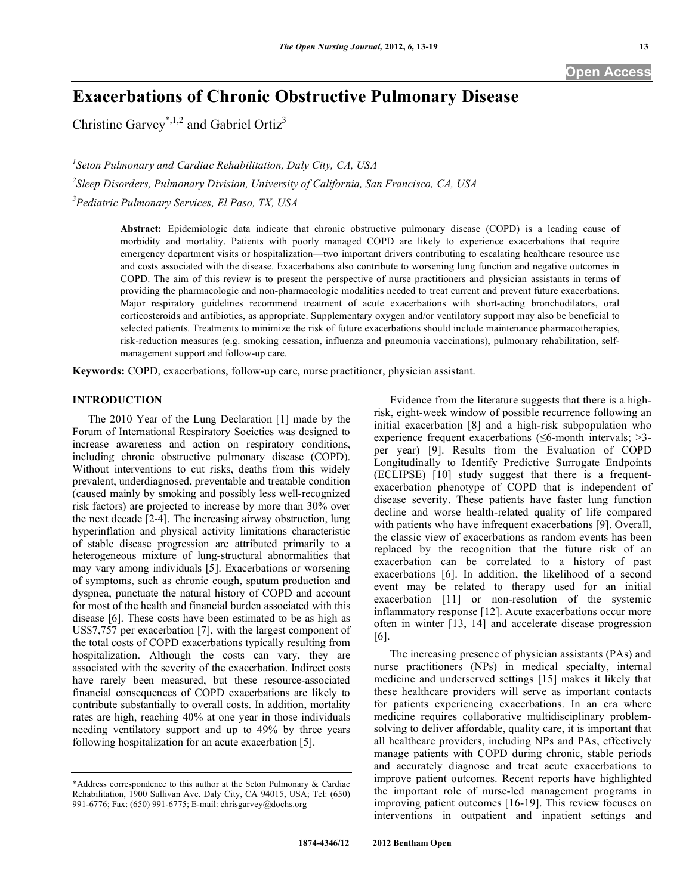# Exacerbations of Chronic Obstructive Pulmonary Disease

Christine Garvey*[1,2] and Gabriel Ortiz[3]

[1]*Seton Pulmonary and Cardiac Rehabilitation, Daly City, CA, USA*

[2]*Sleep Disorders, Pulmonary Division, University of California, San Francisco, CA, USA*

[3]*Pediatric Pulmonary Services, El Paso, TX, USA*

**Abstract:** Epidemiologic data indicate that chronic obstructive pulmonary disease (COPD) is a leading cause of morbidity and mortality. Patients with poorly managed COPD are likely to experience exacerbations that require emergency department visits or hospitalization—two important drivers contributing to escalating healthcare resource use and costs associated with the disease. Exacerbations also contribute to worsening lung function and negative outcomes in COPD. The aim of this review is to present the perspective of nurse practitioners and physician assistants in terms of providing the pharmacologic and non-pharmacologic modalities needed to treat current and prevent future exacerbations. Major respiratory guidelines recommend treatment of acute exacerbations with short-acting bronchodilators, oral corticosteroids and antibiotics, as appropriate. Supplementary oxygen and/or ventilatory support may also be beneficial to selected patients. Treatments to minimize the risk of future exacerbations should include maintenance pharmacotherapies, risk-reduction measures (e.g. smoking cessation, influenza and pneumonia vaccinations), pulmonary rehabilitation, self-management support and follow-up care.

**Keywords:** COPD, exacerbations, follow-up care, nurse practitioner, physician assistant.

## INTRODUCTION

The 2010 Year of the Lung Declaration [1] made by the Forum of International Respiratory Societies was designed to increase awareness and action on respiratory conditions, including chronic obstructive pulmonary disease (COPD). Without interventions to cut risks, deaths from this widely prevalent, underdiagnosed, preventable and treatable condition (caused mainly by smoking and possibly less well-recognized risk factors) are projected to increase by more than 30% over the next decade [2-4]. The increasing airway obstruction, lung hyperinflation and physical activity limitations characteristic of stable disease progression are attributed primarily to a heterogeneous mixture of lung-structural abnormalities that may vary among individuals [5]. Exacerbations or worsening of symptoms, such as chronic cough, sputum production and dyspnea, punctuate the natural history of COPD and account for most of the health and financial burden associated with this disease [6]. These costs have been estimated to be as high as US$7,757 per exacerbation [7], with the largest component of the total costs of COPD exacerbations typically resulting from hospitalization. Although the costs can vary, they are associated with the severity of the exacerbation. Indirect costs have rarely been measured, but these resource-associated financial consequences of COPD exacerbations are likely to contribute substantially to overall costs. In addition, mortality rates are high, reaching 40% at one year in those individuals needing ventilatory support and up to 49% by three years following hospitalization for an acute exacerbation [5].

Evidence from the literature suggests that there is a high-risk, eight-week window of possible recurrence following an initial exacerbation [8] and a high-risk subpopulation who experience frequent exacerbations (≤6-month intervals; >3-per year) [9]. Results from the Evaluation of COPD Longitudinally to Identify Predictive Surrogate Endpoints (ECLIPSE) [10] study suggest that there is a frequent-exacerbation phenotype of COPD that is independent of disease severity. These patients have faster lung function decline and worse health-related quality of life compared with patients who have infrequent exacerbations [9]. Overall, the classic view of exacerbations as random events has been replaced by the recognition that the future risk of an exacerbation can be correlated to a history of past exacerbations [6]. In addition, the likelihood of a second event may be related to therapy used for an initial exacerbation [11] or non-resolution of the systemic inflammatory response [12]. Acute exacerbations occur more often in winter [13, 14] and accelerate disease progression [6].

The increasing presence of physician assistants (PAs) and nurse practitioners (NPs) in medical specialty, internal medicine and underserved settings [15] makes it likely that these healthcare providers will serve as important contacts for patients experiencing exacerbations. In an era where medicine requires collaborative multidisciplinary problem-solving to deliver affordable, quality care, it is important that all healthcare providers, including NPs and PAs, effectively manage patients with COPD during chronic, stable periods and accurately diagnose and treat acute exacerbations to improve patient outcomes. Recent reports have highlighted the important role of nurse-led management programs in improving patient outcomes [16-19]. This review focuses on interventions in outpatient and inpatient settings and

*Address correspondence to this author at the Seton Pulmonary & Cardiac Rehabilitation, 1900 Sullivan Ave. Daly City, CA 94015, USA; Tel: (650) 991-6776; Fax: (650) 991-6775; E-mail: chrisgarvey@dochs.org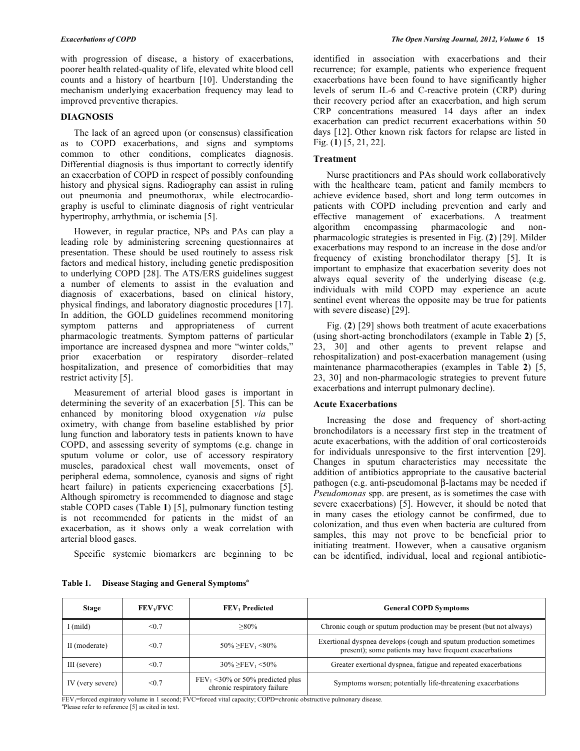with progression of disease, a history of exacerbations, poorer health related-quality of life, elevated white blood cell counts and a history of heartburn [10]. Understanding the mechanism underlying exacerbation frequency may lead to improved preventive therapies.

## DIAGNOSIS

The lack of an agreed upon (or consensus) classification as to COPD exacerbations, and signs and symptoms common to other conditions, complicates diagnosis. Differential diagnosis is thus important to correctly identify an exacerbation of COPD in respect of possibly confounding history and physical signs. Radiography can assist in ruling out pneumonia and pneumothorax, while electrocardiography is useful to eliminate diagnosis of right ventricular hypertrophy, arrhythmia, or ischemia [5].

However, in regular practice, NPs and PAs can play a leading role by administering screening questionnaires at presentation. These should be used routinely to assess risk factors and medical history, including genetic predisposition to underlying COPD [28]. The ATS/ERS guidelines suggest a number of elements to assist in the evaluation and diagnosis of exacerbations, based on clinical history, physical findings, and laboratory diagnostic procedures [17]. In addition, the GOLD guidelines recommend monitoring symptom patterns and appropriateness of current pharmacologic treatments. Symptom patterns of particular importance are increased dyspnea and more "winter colds," prior exacerbation or respiratory disorder–related hospitalization, and presence of comorbidities that may restrict activity [5].

Measurement of arterial blood gases is important in determining the severity of an exacerbation [5]. This can be enhanced by monitoring blood oxygenation *via* pulse oximetry, with change from baseline established by prior lung function and laboratory tests in patients known to have COPD, and assessing severity of symptoms (e.g. change in sputum volume or color, use of accessory respiratory muscles, paradoxical chest wall movements, onset of peripheral edema, somnolence, cyanosis and signs of right heart failure) in patients experiencing exacerbations [5]. Although spirometry is recommended to diagnose and stage stable COPD cases (Table **1**) [5], pulmonary function testing is not recommended for patients in the midst of an exacerbation, as it shows only a weak correlation with arterial blood gases.

Specific systemic biomarkers are beginning to be identified in association with exacerbations and their recurrence; for example, patients who experience frequent exacerbations have been found to have significantly higher levels of serum IL-6 and C-reactive protein (CRP) during their recovery period after an exacerbation, and high serum CRP concentrations measured 14 days after an index exacerbation can predict recurrent exacerbations within 50 days [12]. Other known risk factors for relapse are listed in Fig. (**1**) [5, 21, 22].

### Treatment

Nurse practitioners and PAs should work collaboratively with the healthcare team, patient and family members to achieve evidence based, short and long term outcomes in patients with COPD including prevention and early and effective management of exacerbations. A treatment algorithm encompassing pharmacologic and non-pharmacologic strategies is presented in Fig. (**2**) [29]. Milder exacerbations may respond to an increase in the dose and/or frequency of existing bronchodilator therapy [5]. It is important to emphasize that exacerbation severity does not always equal severity of the underlying disease (e.g. individuals with mild COPD may experience an acute sentinel event whereas the opposite may be true for patients with severe disease) [29].

Fig. (**2**) [29] shows both treatment of acute exacerbations (using short-acting bronchodilators (example in Table **2**) [5, 23, 30] and other agents to prevent relapse and rehospitalization) and post-exacerbation management (using maintenance pharmacotherapies (examples in Table **2**) [5, 23, 30] and non-pharmacologic strategies to prevent future exacerbations and interrupt pulmonary decline).

### Acute Exacerbations

Increasing the dose and frequency of short-acting bronchodilators is a necessary first step in the treatment of acute exacerbations, with the addition of oral corticosteroids for individuals unresponsive to the first intervention [29]. Changes in sputum characteristics may necessitate the addition of antibiotics appropriate to the causative bacterial pathogen (e.g. anti-pseudomonal β-lactams may be needed if *Pseudomonas* spp. are present, as is sometimes the case with severe exacerbations) [5]. However, it should be noted that in many cases the etiology cannot be confirmed, due to colonization, and thus even when bacteria are cultured from samples, this may not prove to be beneficial prior to initiating treatment. However, when a causative organism can be identified, individual, local and regional antibiotic-

**Table 1. Disease Staging and General Symptoms[a]**

| Stage | $FEV_1/FVC$ | $FEV_1$ Predicted | General COPD Symptoms |
|---|---|---|---|
| I (mild) | <0.7 | ≥80% | Chronic cough or sputum production may be present (but not always) |
| II (moderate) | <0.7 | 50% ≥$FEV_1$ <80% | Exertional dyspnea develops (cough and sputum production sometimes present); some patients may have frequent exacerbations |
| III (severe) | <0.7 | 30% ≥$FEV_1$ <50% | Greater exertional dyspnea, fatigue and repeated exacerbations |
| IV (very severe) | <0.7 | $FEV_1$ <30% or 50% predicted plus chronic respiratory failure | Symptoms worsen; potentially life-threatening exacerbations |

$FEV_1$=forced expiratory volume in 1 second; FVC=forced vital capacity; COPD=chronic obstructive pulmonary disease.
[a]Please refer to reference [5] as cited in text.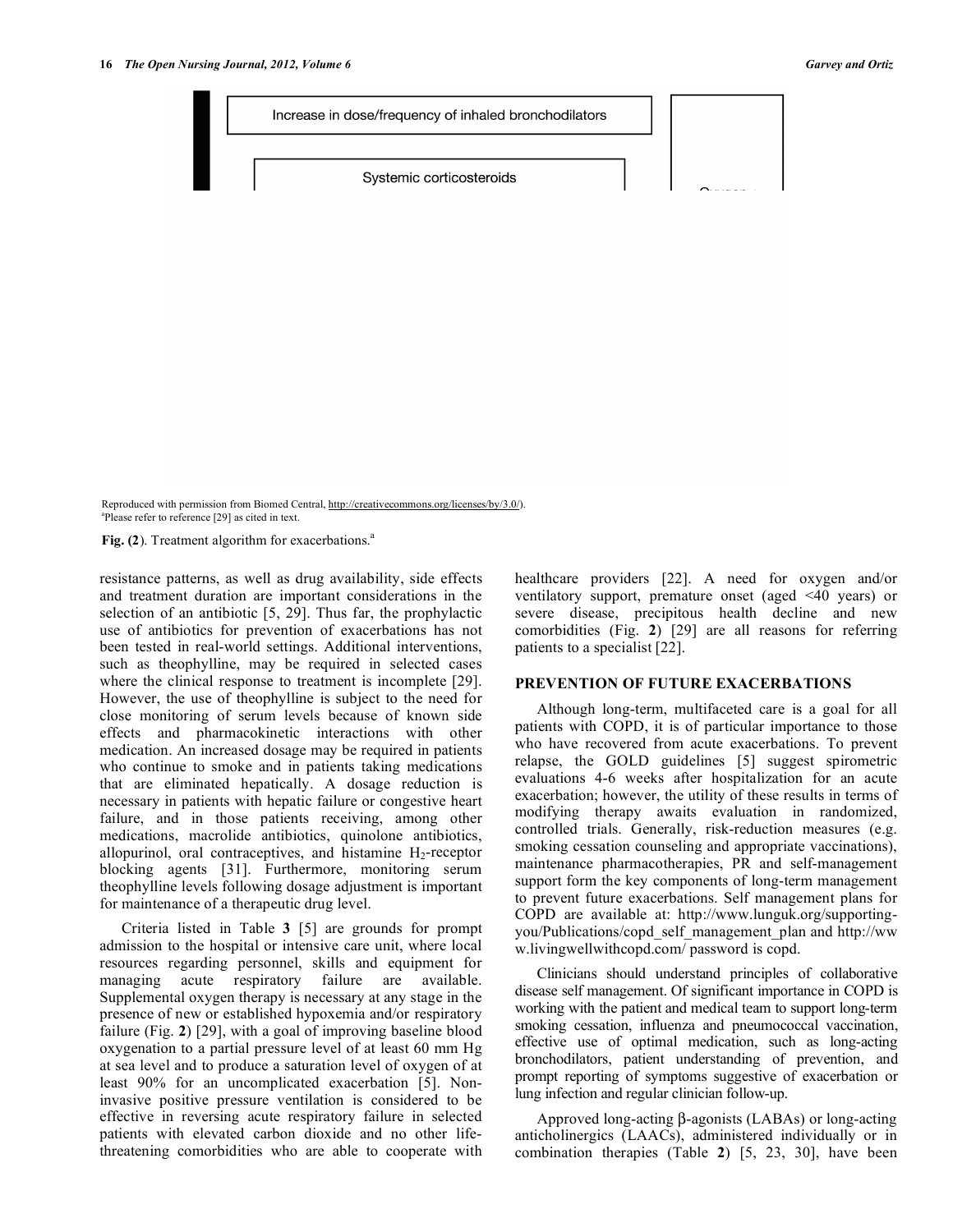Increase in dose/frequency of inhaled bronchodilators

Systemic corticosteroids

Reproduced with permission from Biomed Central, http://creativecommons.org/licenses/by/3.0/).
[a]Please refer to reference [29] as cited in text.

**Fig. (2)**. Treatment algorithm for exacerbations.[a]

resistance patterns, as well as drug availability, side effects and treatment duration are important considerations in the selection of an antibiotic [5, 29]. Thus far, the prophylactic use of antibiotics for prevention of exacerbations has not been tested in real-world settings. Additional interventions, such as theophylline, may be required in selected cases where the clinical response to treatment is incomplete [29]. However, the use of theophylline is subject to the need for close monitoring of serum levels because of known side effects and pharmacokinetic interactions with other medication. An increased dosage may be required in patients who continue to smoke and in patients taking medications that are eliminated hepatically. A dosage reduction is necessary in patients with hepatic failure or congestive heart failure, and in those patients receiving, among other medications, macrolide antibiotics, quinolone antibiotics, allopurinol, oral contraceptives, and histamine $H_2$-receptor blocking agents [31]. Furthermore, monitoring serum theophylline levels following dosage adjustment is important for maintenance of a therapeutic drug level.

Criteria listed in Table **3** [5] are grounds for prompt admission to the hospital or intensive care unit, where local resources regarding personnel, skills and equipment for managing acute respiratory failure are available. Supplemental oxygen therapy is necessary at any stage in the presence of new or established hypoxemia and/or respiratory failure (Fig. **2**) [29], with a goal of improving baseline blood oxygenation to a partial pressure level of at least 60 mm Hg at sea level and to produce a saturation level of oxygen of at least 90% for an uncomplicated exacerbation [5]. Non-invasive positive pressure ventilation is considered to be effective in reversing acute respiratory failure in selected patients with elevated carbon dioxide and no other life-threatening comorbidities who are able to cooperate with healthcare providers [22]. A need for oxygen and/or ventilatory support, premature onset (aged <40 years) or severe disease, precipitous health decline and new comorbidities (Fig. **2**) [29] are all reasons for referring patients to a specialist [22].

## PREVENTION OF FUTURE EXACERBATIONS

Although long-term, multifaceted care is a goal for all patients with COPD, it is of particular importance to those who have recovered from acute exacerbations. To prevent relapse, the GOLD guidelines [5] suggest spirometric evaluations 4-6 weeks after hospitalization for an acute exacerbation; however, the utility of these results in terms of modifying therapy awaits evaluation in randomized, controlled trials. Generally, risk-reduction measures (e.g. smoking cessation counseling and appropriate vaccinations), maintenance pharmacotherapies, PR and self-management support form the key components of long-term management to prevent future exacerbations. Self management plans for COPD are available at: http://www.lunguk.org/supporting-you/Publications/copd_self_management_plan and http://www.livingwellwithcopd.com/ password is copd.

Clinicians should understand principles of collaborative disease self management. Of significant importance in COPD is working with the patient and medical team to support long-term smoking cessation, influenza and pneumococcal vaccination, effective use of optimal medication, such as long-acting bronchodilators, patient understanding of prevention, and prompt reporting of symptoms suggestive of exacerbation or lung infection and regular clinician follow-up.

Approved long-acting β-agonists (LABAs) or long-acting anticholinergics (LAACs), administered individually or in combination therapies (Table **2**) [5, 23, 30], have been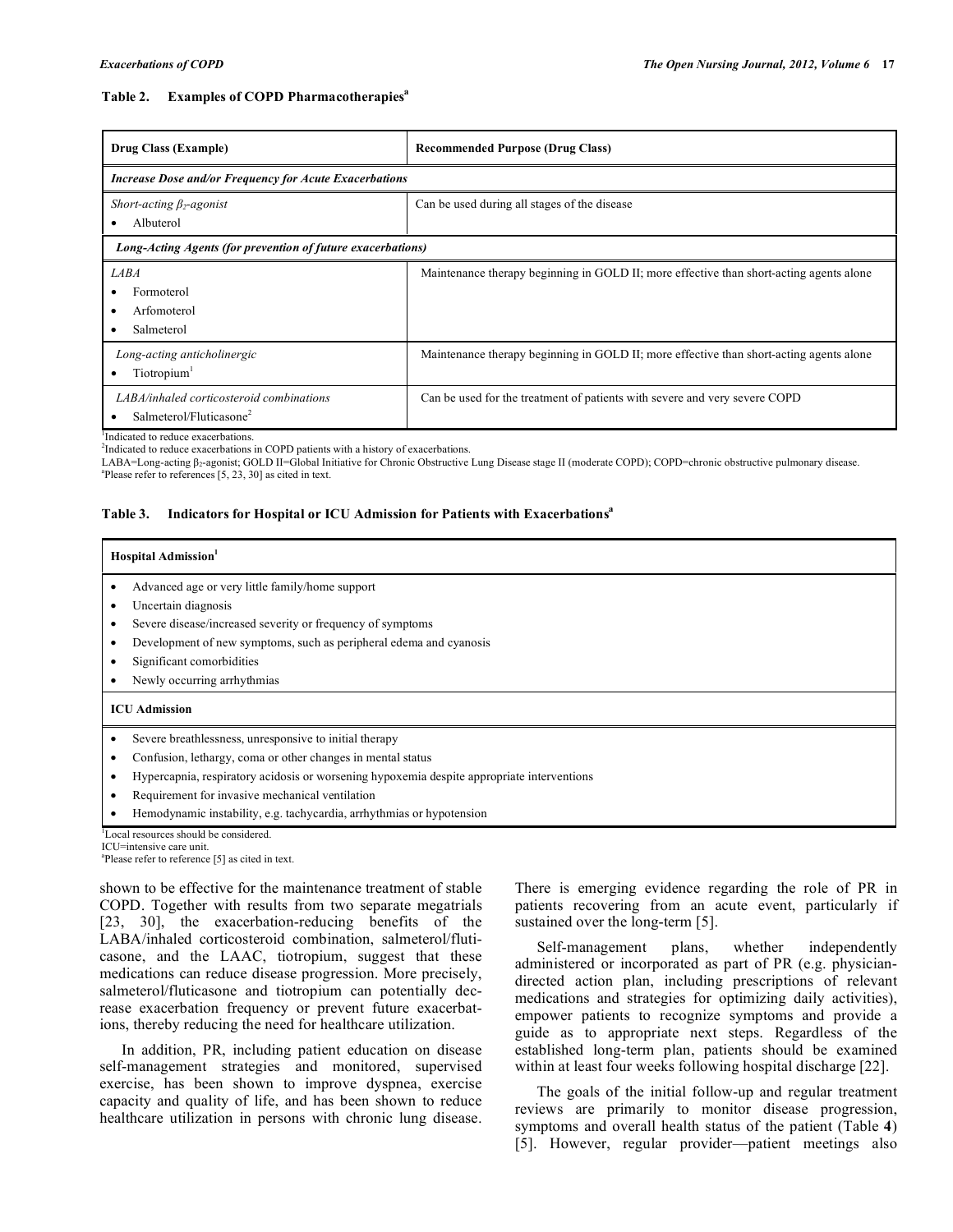**Table 2. Examples of COPD Pharmacotherapies[a]**

| Drug Class (Example) | Recommended Purpose (Drug Class) |
|---|---|
| ***Increase Dose and/or Frequency for Acute Exacerbations*** | |
| *Short-acting $\beta_2$-agonist*<br>• Albuterol | Can be used during all stages of the disease |
| ***Long-Acting Agents (for prevention of future exacerbations)*** | |
| *LABA*<br>• Formoterol<br>• Arfomoterol<br>• Salmeterol | Maintenance therapy beginning in GOLD II; more effective than short-acting agents alone |
| *Long-acting anticholinergic*<br>• Tiotropium[1] | Maintenance therapy beginning in GOLD II; more effective than short-acting agents alone |
| *LABA/inhaled corticosteroid combinations*<br>• Salmeterol/Fluticasone[2] | Can be used for the treatment of patients with severe and very severe COPD |

[1]Indicated to reduce exacerbations.
[2]Indicated to reduce exacerbations in COPD patients with a history of exacerbations.
LABA=Long-acting $\beta_2$-agonist; GOLD II=Global Initiative for Chronic Obstructive Lung Disease stage II (moderate COPD); COPD=chronic obstructive pulmonary disease.
[a]Please refer to references [5, 23, 30] as cited in text.

**Table 3. Indicators for Hospital or ICU Admission for Patients with Exacerbations[a]**

| Hospital Admission[1] |
|---|
| • Advanced age or very little family/home support<br>• Uncertain diagnosis<br>• Severe disease/increased severity or frequency of symptoms<br>• Development of new symptoms, such as peripheral edema and cyanosis<br>• Significant comorbidities<br>• Newly occurring arrhythmias |
| **ICU Admission** |
| • Severe breathlessness, unresponsive to initial therapy<br>• Confusion, lethargy, coma or other changes in mental status<br>• Hypercapnia, respiratory acidosis or worsening hypoxemia despite appropriate interventions<br>• Requirement for invasive mechanical ventilation<br>• Hemodynamic instability, e.g. tachycardia, arrhythmias or hypotension |

[1]Local resources should be considered.
ICU=intensive care unit.
[a]Please refer to reference [5] as cited in text.

shown to be effective for the maintenance treatment of stable COPD. Together with results from two separate megatrials [23, 30], the exacerbation-reducing benefits of the LABA/inhaled corticosteroid combination, salmeterol/fluticasone, and the LAAC, tiotropium, suggest that these medications can reduce disease progression. More precisely, salmeterol/fluticasone and tiotropium can potentially decrease exacerbation frequency or prevent future exacerbations, thereby reducing the need for healthcare utilization.

In addition, PR, including patient education on disease self-management strategies and monitored, supervised exercise, has been shown to improve dyspnea, exercise capacity and quality of life, and has been shown to reduce healthcare utilization in persons with chronic lung disease. There is emerging evidence regarding the role of PR in patients recovering from an acute event, particularly if sustained over the long-term [5].

Self-management plans, whether independently administered or incorporated as part of PR (e.g. physician-directed action plan, including prescriptions of relevant medications and strategies for optimizing daily activities), empower patients to recognize symptoms and provide a guide as to appropriate next steps. Regardless of the established long-term plan, patients should be examined within at least four weeks following hospital discharge [22].

The goals of the initial follow-up and regular treatment reviews are primarily to monitor disease progression, symptoms and overall health status of the patient (Table **4**) [5]. However, regular provider—patient meetings also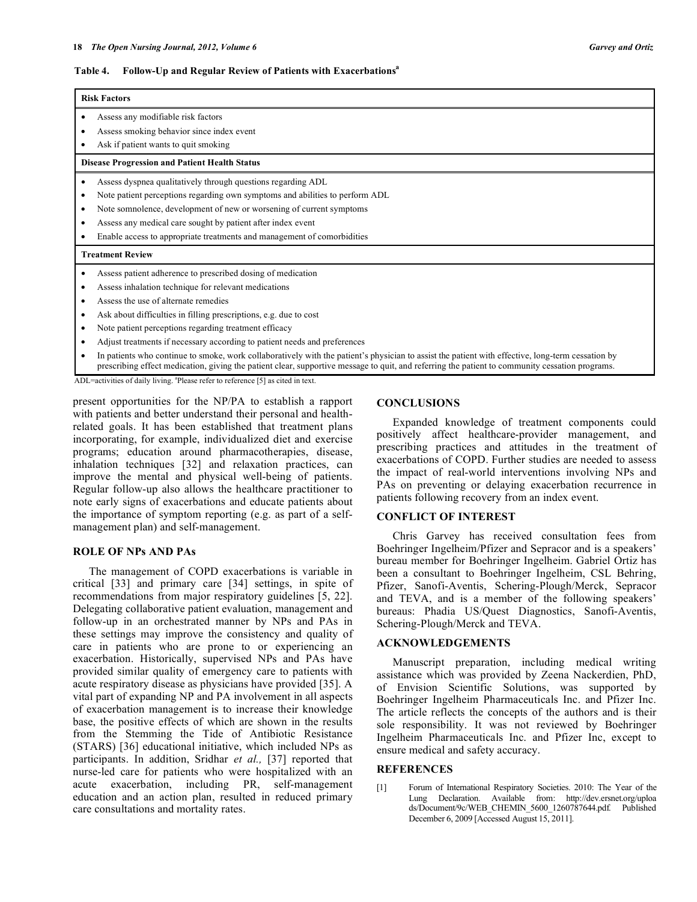**Table 4. Follow-Up and Regular Review of Patients with Exacerbations[a]**

| Risk Factors |
|---|
| • Assess any modifiable risk factors<br>• Assess smoking behavior since index event<br>• Ask if patient wants to quit smoking |
| **Disease Progression and Patient Health Status** |
| • Assess dyspnea qualitatively through questions regarding ADL<br>• Note patient perceptions regarding own symptoms and abilities to perform ADL<br>• Note somnolence, development of new or worsening of current symptoms<br>• Assess any medical care sought by patient after index event<br>• Enable access to appropriate treatments and management of comorbidities |
| **Treatment Review** |
| • Assess patient adherence to prescribed dosing of medication<br>• Assess inhalation technique for relevant medications<br>• Assess the use of alternate remedies<br>• Ask about difficulties in filling prescriptions, e.g. due to cost<br>• Note patient perceptions regarding treatment efficacy<br>• Adjust treatments if necessary according to patient needs and preferences<br>• In patients who continue to smoke, work collaboratively with the patient's physician to assist the patient with effective, long-term cessation by prescribing effect medication, giving the patient clear, supportive message to quit, and referring the patient to community cessation programs. |

ADL=activities of daily living. [a]Please refer to reference [5] as cited in text.

present opportunities for the NP/PA to establish a rapport with patients and better understand their personal and health-related goals. It has been established that treatment plans incorporating, for example, individualized diet and exercise programs; education around pharmacotherapies, disease, inhalation techniques [32] and relaxation practices, can improve the mental and physical well-being of patients. Regular follow-up also allows the healthcare practitioner to note early signs of exacerbations and educate patients about the importance of symptom reporting (e.g. as part of a self-management plan) and self-management.

## ROLE OF NPs AND PAs

The management of COPD exacerbations is variable in critical [33] and primary care [34] settings, in spite of recommendations from major respiratory guidelines [5, 22]. Delegating collaborative patient evaluation, management and follow-up in an orchestrated manner by NPs and PAs in these settings may improve the consistency and quality of care in patients who are prone to or experiencing an exacerbation. Historically, supervised NPs and PAs have provided similar quality of emergency care to patients with acute respiratory disease as physicians have provided [35]. A vital part of expanding NP and PA involvement in all aspects of exacerbation management is to increase their knowledge base, the positive effects of which are shown in the results from the Stemming the Tide of Antibiotic Resistance (STARS) [36] educational initiative, which included NPs as participants. In addition, Sridhar *et al.,* [37] reported that nurse-led care for patients who were hospitalized with an acute exacerbation, including PR, self-management education and an action plan, resulted in reduced primary care consultations and mortality rates.

## CONCLUSIONS

Expanded knowledge of treatment components could positively affect healthcare-provider management, and prescribing practices and attitudes in the treatment of exacerbations of COPD. Further studies are needed to assess the impact of real-world interventions involving NPs and PAs on preventing or delaying exacerbation recurrence in patients following recovery from an index event.

## CONFLICT OF INTEREST

Chris Garvey has received consultation fees from Boehringer Ingelheim/Pfizer and Sepracor and is a speakers' bureau member for Boehringer Ingelheim. Gabriel Ortiz has been a consultant to Boehringer Ingelheim, CSL Behring, Pfizer, Sanofi-Aventis, Schering-Plough/Merck, Sepracor and TEVA, and is a member of the following speakers' bureaus: Phadia US/Quest Diagnostics, Sanofi-Aventis, Schering-Plough/Merck and TEVA.

## ACKNOWLEDGEMENTS

Manuscript preparation, including medical writing assistance which was provided by Zeena Nackerdien, PhD, of Envision Scientific Solutions, was supported by Boehringer Ingelheim Pharmaceuticals Inc. and Pfizer Inc. The article reflects the concepts of the authors and is their sole responsibility. It was not reviewed by Boehringer Ingelheim Pharmaceuticals Inc. and Pfizer Inc, except to ensure medical and safety accuracy.

## REFERENCES

[1] Forum of International Respiratory Societies. 2010: The Year of the Lung Declaration. Available from: http://dev.ersnet.org/uploads/Document/9c/WEB_CHEMIN_5600_1260787644.pdf. Published December 6, 2009 [Accessed August 15, 2011].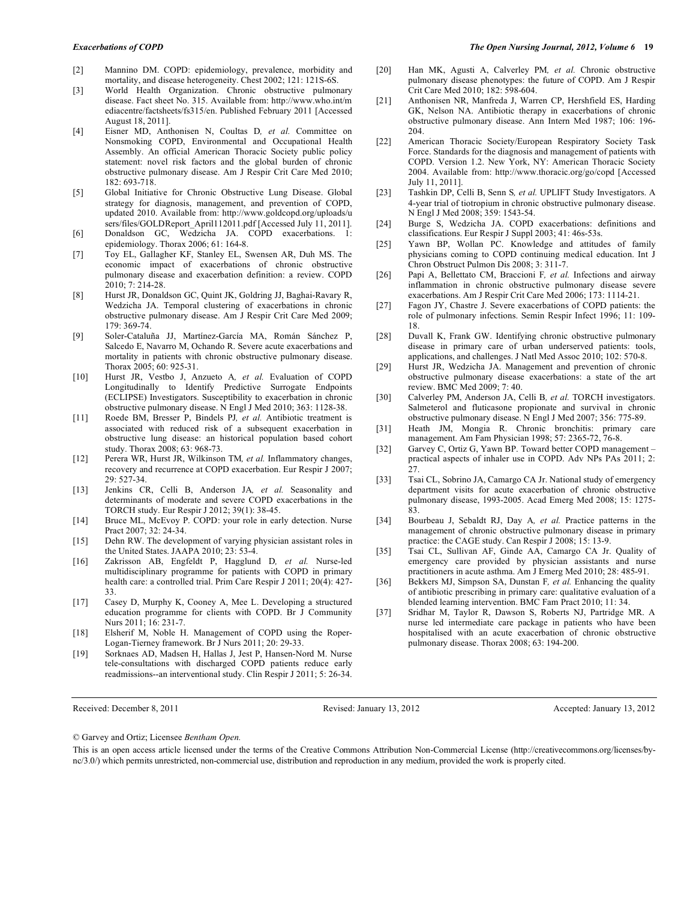[2] Mannino DM. COPD: epidemiology, prevalence, morbidity and mortality, and disease heterogeneity. Chest 2002; 121: 121S-6S.

[3] World Health Organization. Chronic obstructive pulmonary disease. Fact sheet No. 315. Available from: http://www.who.int/mediacentre/factsheets/fs315/en. Published February 2011 [Accessed August 18, 2011].

[4] Eisner MD, Anthonisen N, Coultas D, *et al.* Committee on Nonsmoking COPD, Environmental and Occupational Health Assembly. An official American Thoracic Society public policy statement: novel risk factors and the global burden of chronic obstructive pulmonary disease. Am J Respir Crit Care Med 2010; 182: 693-718.

[5] Global Initiative for Chronic Obstructive Lung Disease. Global strategy for diagnosis, management, and prevention of COPD, updated 2010. Available from: http://www.goldcopd.org/uploads/users/files/GOLDReport_April112011.pdf [Accessed July 11, 2011].

[6] Donaldson GC, Wedzicha JA. COPD exacerbations. 1: epidemiology. Thorax 2006; 61: 164-8.

[7] Toy EL, Gallagher KF, Stanley EL, Swensen AR, Duh MS. The economic impact of exacerbations of chronic obstructive pulmonary disease and exacerbation definition: a review. COPD 2010; 7: 214-28.

[8] Hurst JR, Donaldson GC, Quint JK, Goldring JJ, Baghai-Ravary R, Wedzicha JA. Temporal clustering of exacerbations in chronic obstructive pulmonary disease. Am J Respir Crit Care Med 2009; 179: 369-74.

[9] Soler-Cataluña JJ, Martínez-García MA, Román Sánchez P, Salcedo E, Navarro M, Ochando R. Severe acute exacerbations and mortality in patients with chronic obstructive pulmonary disease. Thorax 2005; 60: 925-31.

[10] Hurst JR, Vestbo J, Anzueto A, *et al.* Evaluation of COPD Longitudinally to Identify Predictive Surrogate Endpoints (ECLIPSE) Investigators. Susceptibility to exacerbation in chronic obstructive pulmonary disease. N Engl J Med 2010; 363: 1128-38.

[11] Roede BM, Bresser P, Bindels PJ, *et al.* Antibiotic treatment is associated with reduced risk of a subsequent exacerbation in obstructive lung disease: an historical population based cohort study. Thorax 2008; 63: 968-73.

[12] Perera WR, Hurst JR, Wilkinson TM, *et al.* Inflammatory changes, recovery and recurrence at COPD exacerbation. Eur Respir J 2007; 29: 527-34.

[13] Jenkins CR, Celli B, Anderson JA, *et al.* Seasonality and determinants of moderate and severe COPD exacerbations in the TORCH study. Eur Respir J 2012; 39(1): 38-45.

[14] Bruce ML, McEvoy P. COPD: your role in early detection. Nurse Pract 2007; 32: 24-34.

[15] Dehn RW. The development of varying physician assistant roles in the United States. JAAPA 2010; 23: 53-4.

[16] Zakrisson AB, Engfeldt P, Hagglund D, *et al.* Nurse-led multidisciplinary programme for patients with COPD in primary health care: a controlled trial. Prim Care Respir J 2011; 20(4): 427-33.

[17] Casey D, Murphy K, Cooney A, Mee L. Developing a structured education programme for clients with COPD. Br J Community Nurs 2011; 16: 231-7.

[18] Elsherif M, Noble H. Management of COPD using the Roper-Logan-Tierney framework. Br J Nurs 2011; 20: 29-33.

[19] Sorknaes AD, Madsen H, Hallas J, Jest P, Hansen-Nord M. Nurse tele-consultations with discharged COPD patients reduce early readmissions--an interventional study. Clin Respir J 2011; 5: 26-34.

[20] Han MK, Agusti A, Calverley PM, *et al.* Chronic obstructive pulmonary disease phenotypes: the future of COPD. Am J Respir Crit Care Med 2010; 182: 598-604.

[21] Anthonisen NR, Manfreda J, Warren CP, Hershfield ES, Harding GK, Nelson NA. Antibiotic therapy in exacerbations of chronic obstructive pulmonary disease. Ann Intern Med 1987; 106: 196-204.

[22] American Thoracic Society/European Respiratory Society Task Force. Standards for the diagnosis and management of patients with COPD. Version 1.2. New York, NY: American Thoracic Society 2004. Available from: http://www.thoracic.org/go/copd [Accessed July 11, 2011].

[23] Tashkin DP, Celli B, Senn S, *et al.* UPLIFT Study Investigators. A 4-year trial of tiotropium in chronic obstructive pulmonary disease. N Engl J Med 2008; 359: 1543-54.

[24] Burge S, Wedzicha JA. COPD exacerbations: definitions and classifications. Eur Respir J Suppl 2003; 41: 46s-53s.

[25] Yawn BP, Wollan PC. Knowledge and attitudes of family physicians coming to COPD continuing medical education. Int J Chron Obstruct Pulmon Dis 2008; 3: 311-7.

[26] Papi A, Bellettato CM, Braccioni F, *et al.* Infections and airway inflammation in chronic obstructive pulmonary disease severe exacerbations. Am J Respir Crit Care Med 2006; 173: 1114-21.

[27] Fagon JY, Chastre J. Severe exacerbations of COPD patients: the role of pulmonary infections. Semin Respir Infect 1996; 11: 109-18.

[28] Duvall K, Frank GW. Identifying chronic obstructive pulmonary disease in primary care of urban underserved patients: tools, applications, and challenges. J Natl Med Assoc 2010; 102: 570-8.

[29] Hurst JR, Wedzicha JA. Management and prevention of chronic obstructive pulmonary disease exacerbations: a state of the art review. BMC Med 2009; 7: 40.

[30] Calverley PM, Anderson JA, Celli B, *et al.* TORCH investigators. Salmeterol and fluticasone propionate and survival in chronic obstructive pulmonary disease. N Engl J Med 2007; 356: 775-89.

[31] Heath JM, Mongia R. Chronic bronchitis: primary care management. Am Fam Physician 1998; 57: 2365-72, 76-8.

[32] Garvey C, Ortiz G, Yawn BP. Toward better COPD management – practical aspects of inhaler use in COPD. Adv NPs PAs 2011; 2: 27.

[33] Tsai CL, Sobrino JA, Camargo CA Jr. National study of emergency department visits for acute exacerbation of chronic obstructive pulmonary disease, 1993-2005. Acad Emerg Med 2008; 15: 1275-83.

[34] Bourbeau J, Sebaldt RJ, Day A, *et al.* Practice patterns in the management of chronic obstructive pulmonary disease in primary practice: the CAGE study. Can Respir J 2008; 15: 13-9.

[35] Tsai CL, Sullivan AF, Ginde AA, Camargo CA Jr. Quality of emergency care provided by physician assistants and nurse practitioners in acute asthma. Am J Emerg Med 2010; 28: 485-91.

[36] Bekkers MJ, Simpson SA, Dunstan F, *et al.* Enhancing the quality of antibiotic prescribing in primary care: qualitative evaluation of a blended learning intervention. BMC Fam Pract 2010; 11: 34.

[37] Sridhar M, Taylor R, Dawson S, Roberts NJ, Partridge MR. A nurse led intermediate care package in patients who have been hospitalised with an acute exacerbation of chronic obstructive pulmonary disease. Thorax 2008; 63: 194-200.

Received: December 8, 2011 Revised: January 13, 2012 Accepted: January 13, 2012

© Garvey and Ortiz; Licensee *Bentham Open.*

This is an open access article licensed under the terms of the Creative Commons Attribution Non-Commercial License (http://creativecommons.org/licenses/by-nc/3.0/) which permits unrestricted, non-commercial use, distribution and reproduction in any medium, provided the work is properly cited.